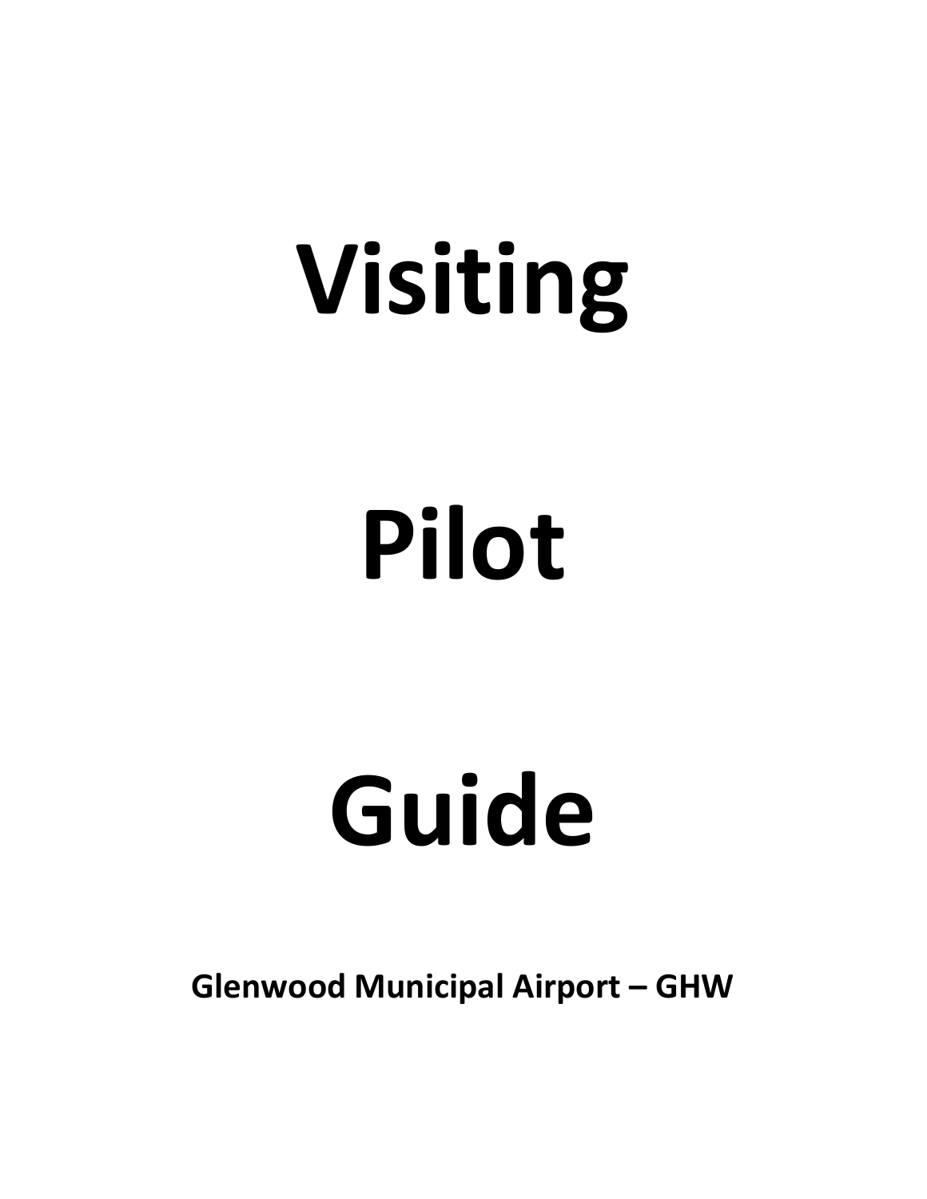# Visiting

# Pilot

# Guide

**Glenwood Municipal Airport – GHW**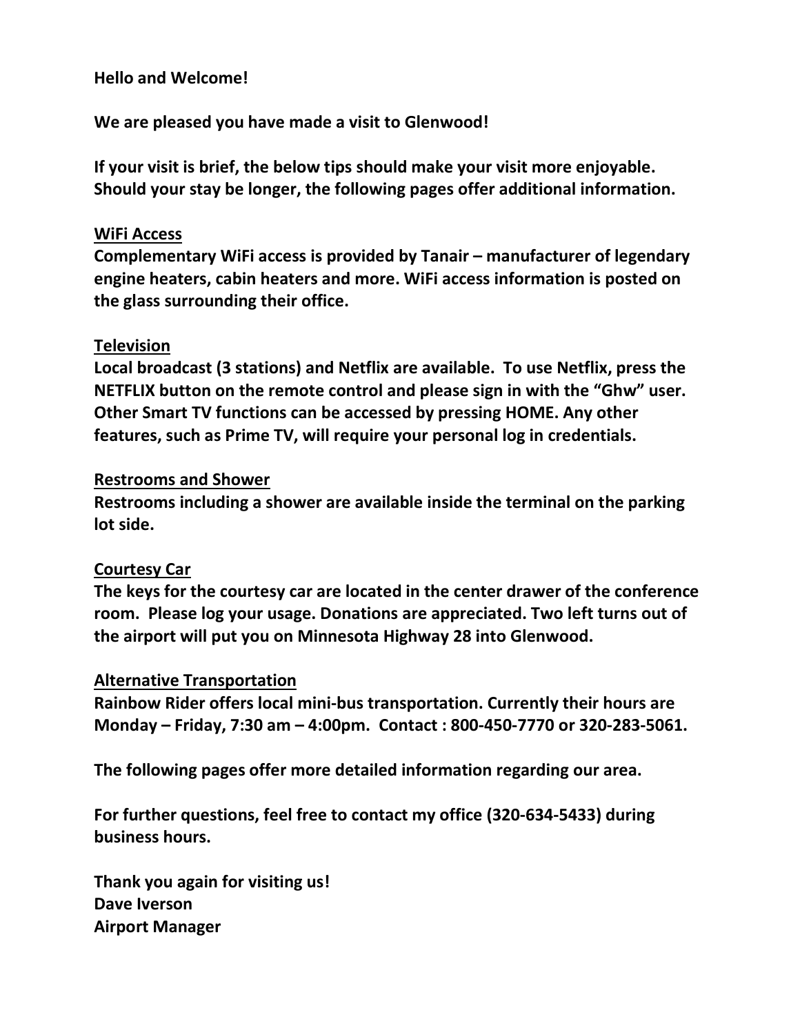**Hello and Welcome!**

**We are pleased you have made a visit to Glenwood!**

**If your visit is brief, the below tips should make your visit more enjoyable. Should your stay be longer, the following pages offer additional information.**

## WiFi Access

**Complementary WiFi access is provided by Tanair – manufacturer of legendary engine heaters, cabin heaters and more. WiFi access information is posted on the glass surrounding their office.**

## Television

**Local broadcast (3 stations) and Netflix are available. To use Netflix, press the NETFLIX button on the remote control and please sign in with the "Ghw" user. Other Smart TV functions can be accessed by pressing HOME. Any other features, such as Prime TV, will require your personal log in credentials.**

## Restrooms and Shower

**Restrooms including a shower are available inside the terminal on the parking lot side.**

## Courtesy Car

**The keys for the courtesy car are located in the center drawer of the conference room. Please log your usage. Donations are appreciated. Two left turns out of the airport will put you on Minnesota Highway 28 into Glenwood.**

## Alternative Transportation

**Rainbow Rider offers local mini-bus transportation. Currently their hours are Monday – Friday, 7:30 am – 4:00pm. Contact : 800-450-7770 or 320-283-5061.**

**The following pages offer more detailed information regarding our area.**

**For further questions, feel free to contact my office (320-634-5433) during business hours.**

**Thank you again for visiting us!**
**Dave Iverson**
**Airport Manager**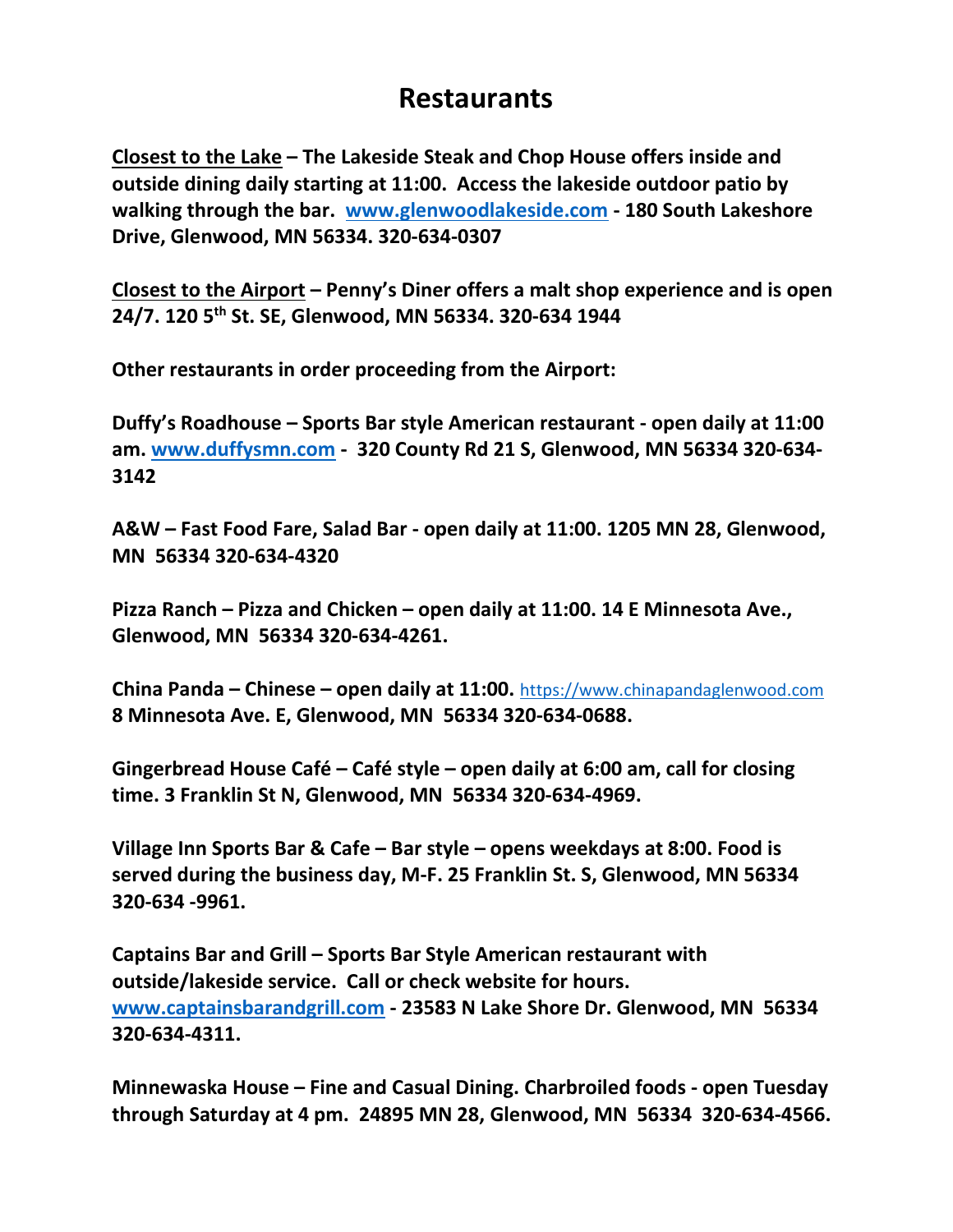# Restaurants

**Closest to the Lake – The Lakeside Steak and Chop House offers inside and outside dining daily starting at 11:00. Access the lakeside outdoor patio by walking through the bar. [www.glenwoodlakeside.com](http://www.glenwoodlakeside.com) - 180 South Lakeshore Drive, Glenwood, MN 56334. 320-634-0307**

**Closest to the Airport – Penny's Diner offers a malt shop experience and is open 24/7. 120 5th St. SE, Glenwood, MN 56334. 320-634 1944**

**Other restaurants in order proceeding from the Airport:**

**Duffy's Roadhouse – Sports Bar style American restaurant - open daily at 11:00 am. [www.duffysmn.com](http://www.duffysmn.com) - 320 County Rd 21 S, Glenwood, MN 56334 320-634-3142**

**A&W – Fast Food Fare, Salad Bar - open daily at 11:00. 1205 MN 28, Glenwood, MN 56334 320-634-4320**

**Pizza Ranch – Pizza and Chicken – open daily at 11:00. 14 E Minnesota Ave., Glenwood, MN 56334 320-634-4261.**

**China Panda – Chinese – open daily at 11:00.** [https://www.chinapandaglenwood.com](https://www.chinapandaglenwood.com) **8 Minnesota Ave. E, Glenwood, MN 56334 320-634-0688.**

**Gingerbread House Café – Café style – open daily at 6:00 am, call for closing time. 3 Franklin St N, Glenwood, MN 56334 320-634-4969.**

**Village Inn Sports Bar & Cafe – Bar style – opens weekdays at 8:00. Food is served during the business day, M-F. 25 Franklin St. S, Glenwood, MN 56334 320-634 -9961.**

**Captains Bar and Grill – Sports Bar Style American restaurant with outside/lakeside service. Call or check website for hours. [www.captainsbarandgrill.com](http://www.captainsbarandgrill.com) - 23583 N Lake Shore Dr. Glenwood, MN 56334 320-634-4311.**

**Minnewaska House – Fine and Casual Dining. Charbroiled foods - open Tuesday through Saturday at 4 pm. 24895 MN 28, Glenwood, MN 56334 320-634-4566.**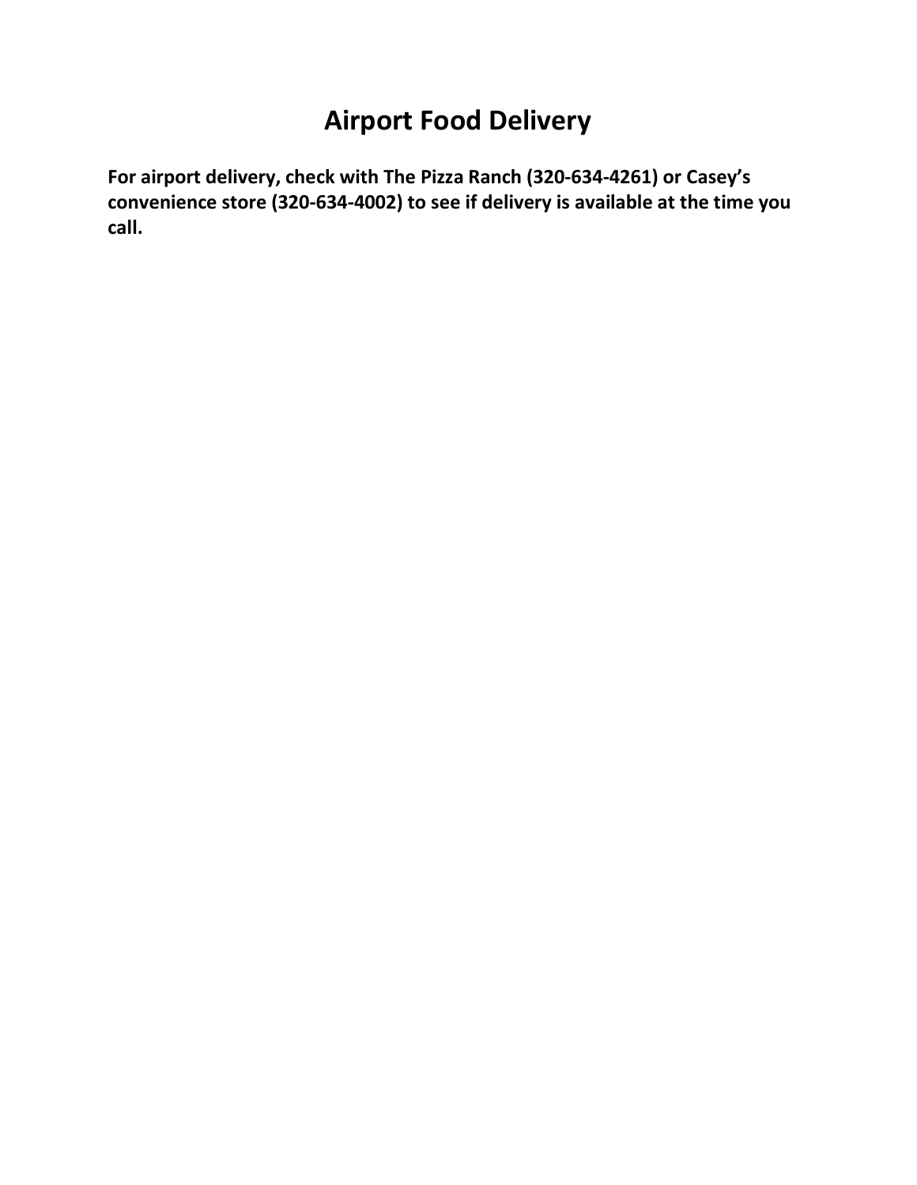# Airport Food Delivery

**For airport delivery, check with The Pizza Ranch (320-634-4261) or Casey's convenience store (320-634-4002) to see if delivery is available at the time you call.**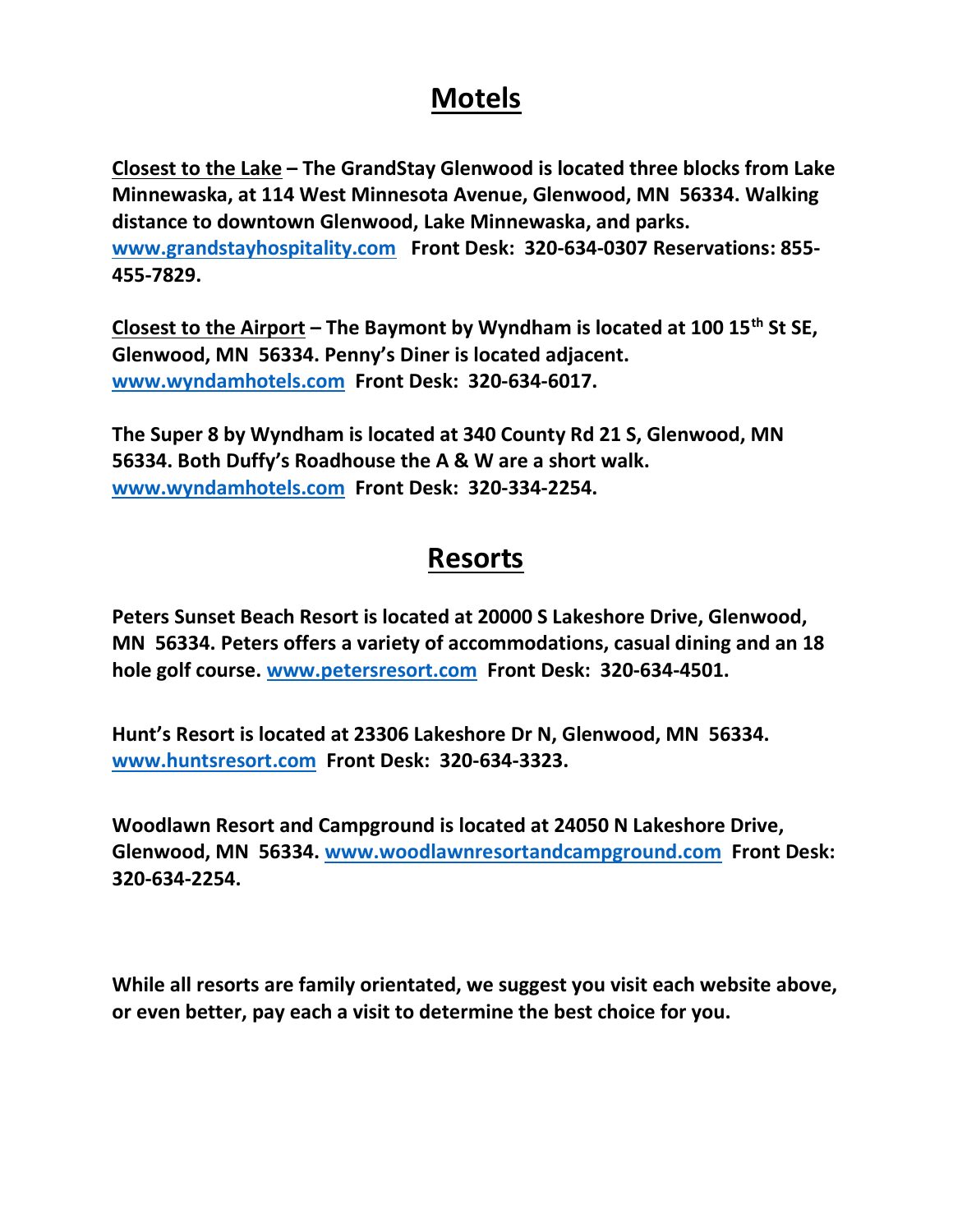# Motels

**Closest to the Lake – The GrandStay Glenwood is located three blocks from Lake Minnewaska, at 114 West Minnesota Avenue, Glenwood, MN 56334. Walking distance to downtown Glenwood, Lake Minnewaska, and parks. [www.grandstayhospitality.com](http://www.grandstayhospitality.com) Front Desk: 320-634-0307 Reservations: 855-455-7829.**

**Closest to the Airport – The Baymont by Wyndham is located at 100 15th St SE, Glenwood, MN 56334. Penny's Diner is located adjacent. [www.wyndamhotels.com](http://www.wyndamhotels.com) Front Desk: 320-634-6017.**

**The Super 8 by Wyndham is located at 340 County Rd 21 S, Glenwood, MN 56334. Both Duffy's Roadhouse the A & W are a short walk. [www.wyndamhotels.com](http://www.wyndamhotels.com) Front Desk: 320-334-2254.**

# Resorts

**Peters Sunset Beach Resort is located at 20000 S Lakeshore Drive, Glenwood, MN 56334. Peters offers a variety of accommodations, casual dining and an 18 hole golf course. [www.petersresort.com](http://www.petersresort.com) Front Desk: 320-634-4501.**

**Hunt's Resort is located at 23306 Lakeshore Dr N, Glenwood, MN 56334. [www.huntsresort.com](http://www.huntsresort.com) Front Desk: 320-634-3323.**

**Woodlawn Resort and Campground is located at 24050 N Lakeshore Drive, Glenwood, MN 56334. [www.woodlawnresortandcampground.com](http://www.woodlawnresortandcampground.com) Front Desk: 320-634-2254.**

**While all resorts are family orientated, we suggest you visit each website above, or even better, pay each a visit to determine the best choice for you.**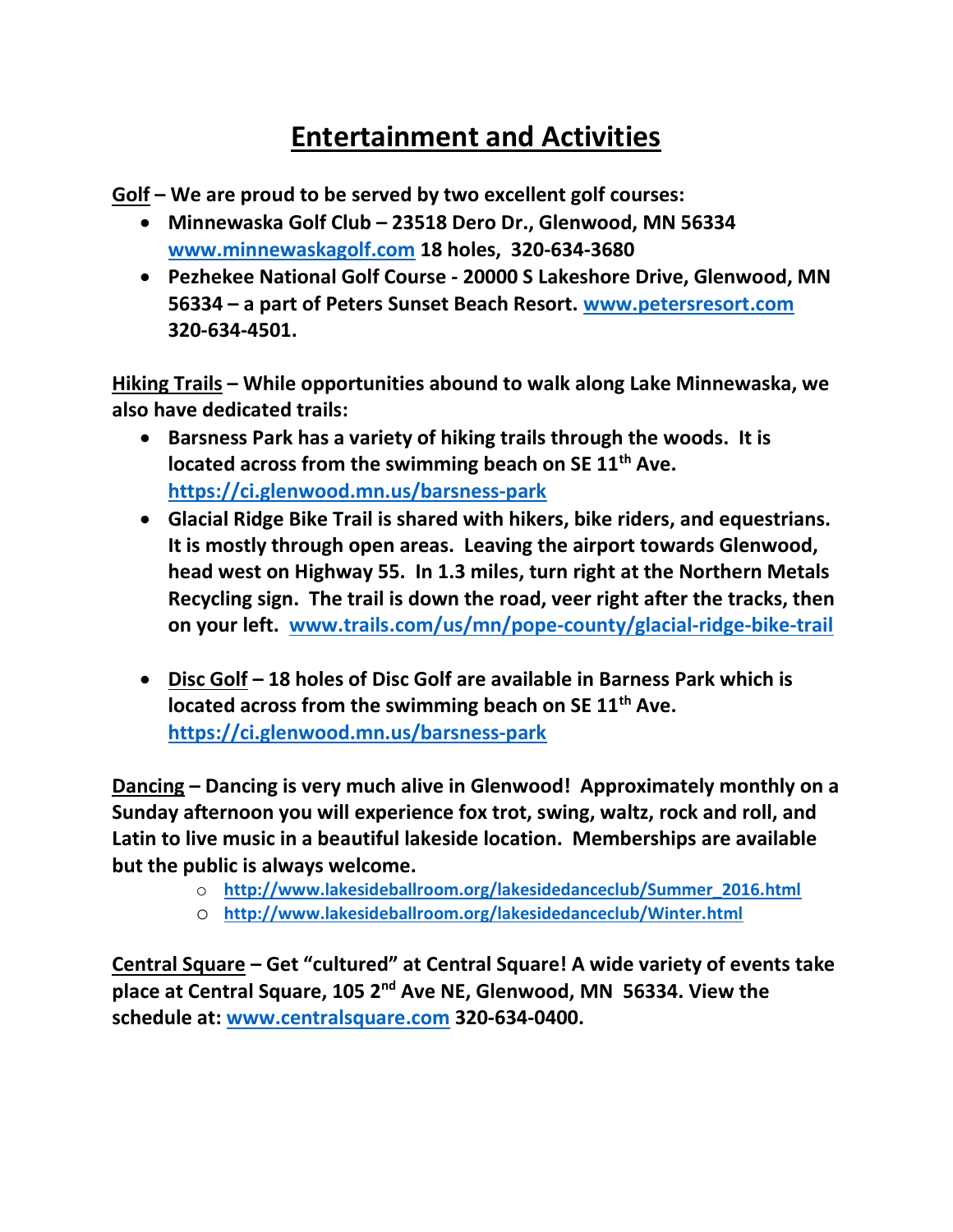# Entertainment and Activities

**Golf – We are proud to be served by two excellent golf courses:**

- **Minnewaska Golf Club – 23518 Dero Dr., Glenwood, MN 56334 www.minnewaskagolf.com 18 holes, 320-634-3680**
- **Pezhekee National Golf Course - 20000 S Lakeshore Drive, Glenwood, MN 56334 – a part of Peters Sunset Beach Resort. www.petersresort.com 320-634-4501.**

**Hiking Trails – While opportunities abound to walk along Lake Minnewaska, we also have dedicated trails:**

- **Barsness Park has a variety of hiking trails through the woods. It is located across from the swimming beach on SE 11th Ave. https://ci.glenwood.mn.us/barsness-park**
- **Glacial Ridge Bike Trail is shared with hikers, bike riders, and equestrians. It is mostly through open areas. Leaving the airport towards Glenwood, head west on Highway 55. In 1.3 miles, turn right at the Northern Metals Recycling sign. The trail is down the road, veer right after the tracks, then on your left. www.trails.com/us/mn/pope-county/glacial-ridge-bike-trail**
- **Disc Golf – 18 holes of Disc Golf are available in Barness Park which is located across from the swimming beach on SE 11th Ave. https://ci.glenwood.mn.us/barsness-park**

**Dancing – Dancing is very much alive in Glenwood! Approximately monthly on a Sunday afternoon you will experience fox trot, swing, waltz, rock and roll, and Latin to live music in a beautiful lakeside location. Memberships are available but the public is always welcome.**

- **http://www.lakesideballroom.org/lakesidedanceclub/Summer_2016.html**
- **http://www.lakesideballroom.org/lakesidedanceclub/Winter.html**

**Central Square – Get "cultured" at Central Square! A wide variety of events take place at Central Square, 105 2nd Ave NE, Glenwood, MN 56334. View the schedule at: www.centralsquare.com 320-634-0400.**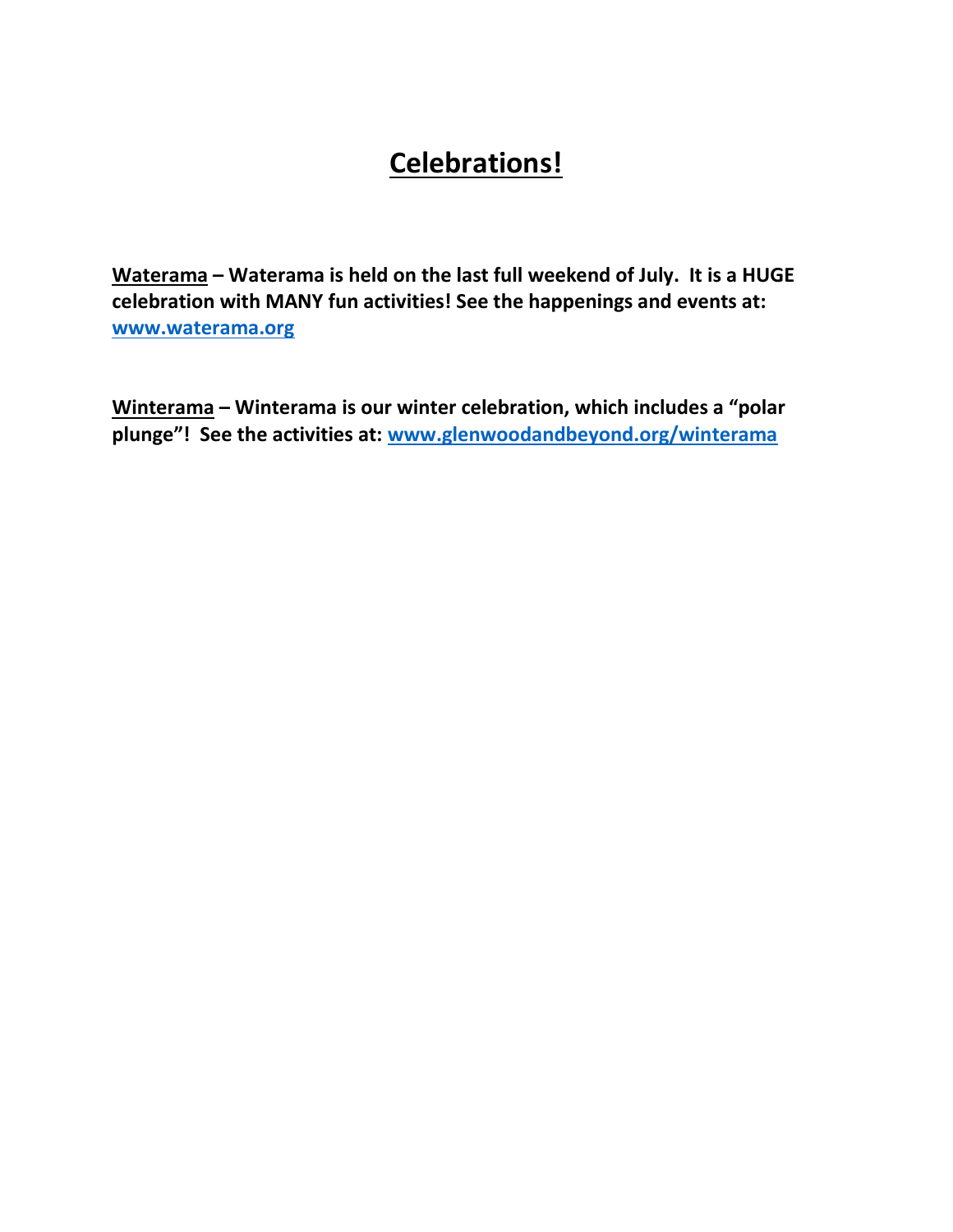# Celebrations!

**Waterama – Waterama is held on the last full weekend of July. It is a HUGE celebration with MANY fun activities! See the happenings and events at: [www.waterama.org](http://www.waterama.org)**

**Winterama – Winterama is our winter celebration, which includes a "polar plunge"! See the activities at: [www.glenwoodandbeyond.org/winterama](http://www.glenwoodandbeyond.org/winterama)**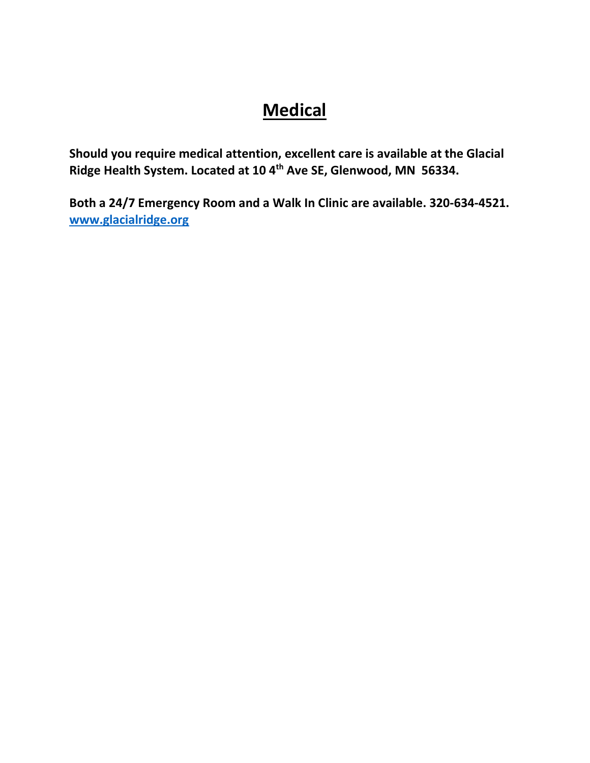# Medical

**Should you require medical attention, excellent care is available at the Glacial Ridge Health System. Located at 10 4th Ave SE, Glenwood, MN 56334.**

**Both a 24/7 Emergency Room and a Walk In Clinic are available. 320-634-4521. [www.glacialridge.org](http://www.glacialridge.org)**